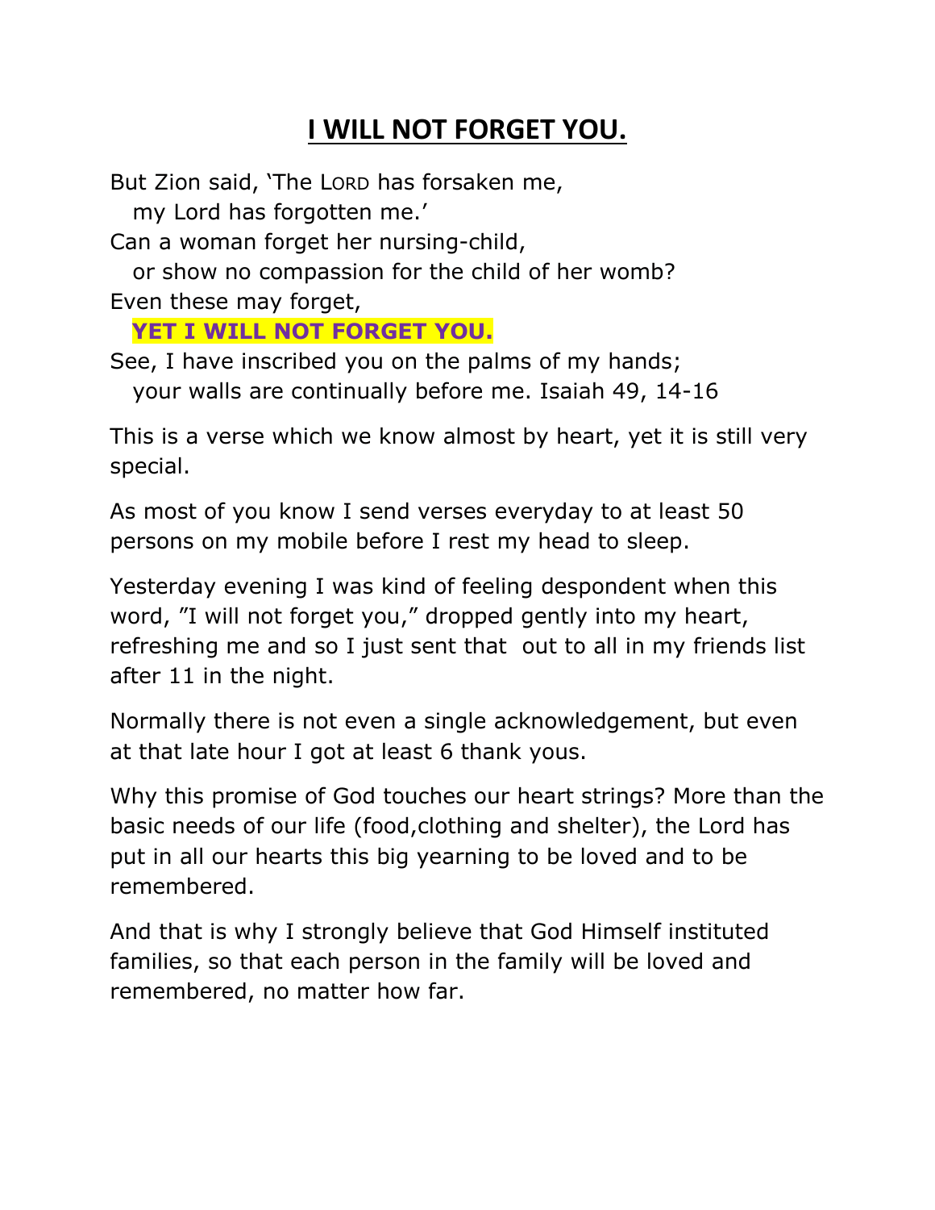# I WILL NOT FORGET YOU.

But Zion said, 'The LORD has forsaken me,
  my Lord has forgotten me.'
Can a woman forget her nursing-child,
  or show no compassion for the child of her womb?
Even these may forget,
  **YET I WILL NOT FORGET YOU.**
See, I have inscribed you on the palms of my hands;
  your walls are continually before me. Isaiah 49, 14-16

This is a verse which we know almost by heart, yet it is still very special.

As most of you know I send verses everyday to at least 50 persons on my mobile before I rest my head to sleep.

Yesterday evening I was kind of feeling despondent when this word, "I will not forget you," dropped gently into my heart, refreshing me and so I just sent that out to all in my friends list after 11 in the night.

Normally there is not even a single acknowledgement, but even at that late hour I got at least 6 thank yous.

Why this promise of God touches our heart strings? More than the basic needs of our life (food,clothing and shelter), the Lord has put in all our hearts this big yearning to be loved and to be remembered.

And that is why I strongly believe that God Himself instituted families, so that each person in the family will be loved and remembered, no matter how far.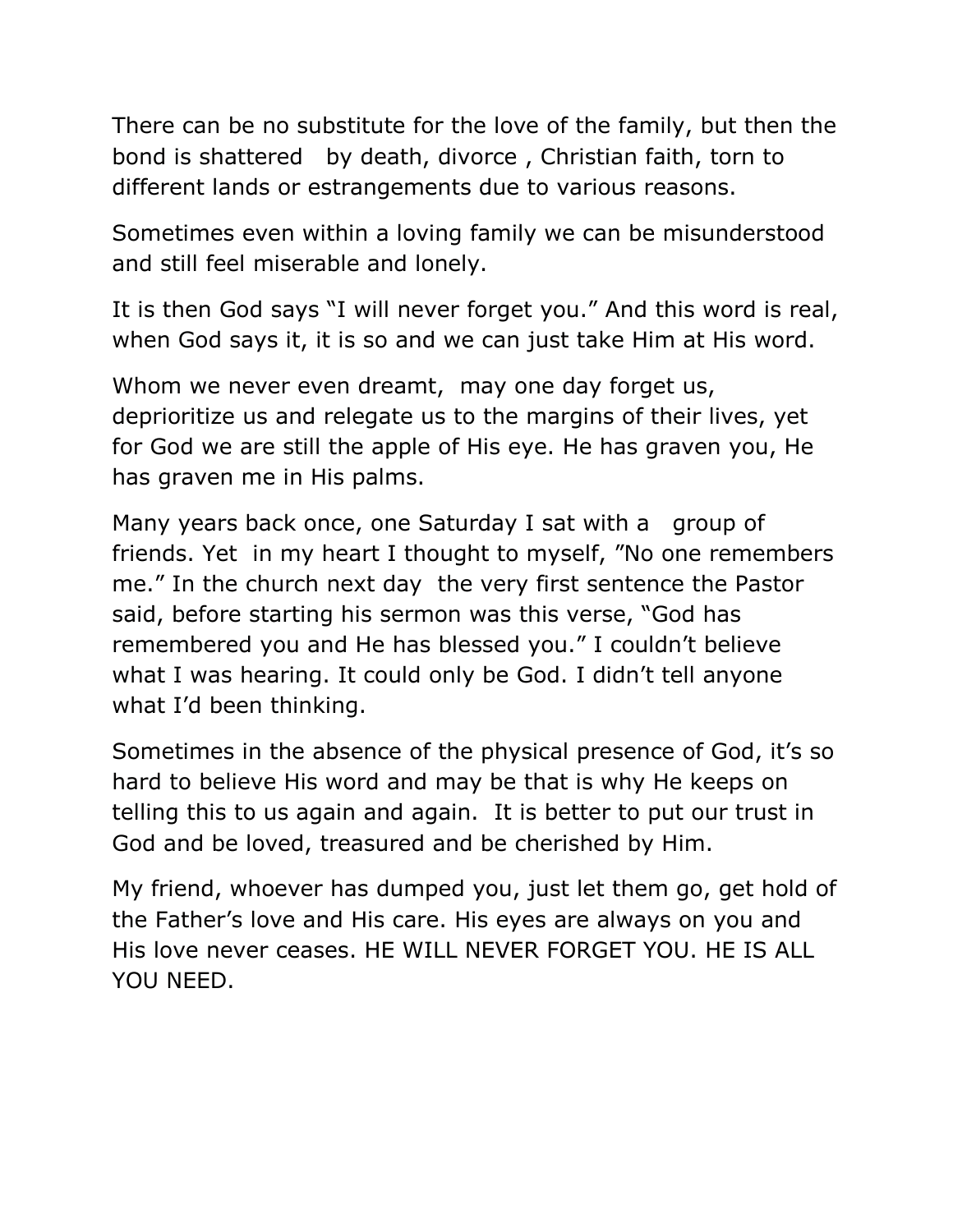There can be no substitute for the love of the family, but then the bond is shattered by death, divorce , Christian faith, torn to different lands or estrangements due to various reasons.

Sometimes even within a loving family we can be misunderstood and still feel miserable and lonely.

It is then God says "I will never forget you." And this word is real, when God says it, it is so and we can just take Him at His word.

Whom we never even dreamt, may one day forget us, deprioritize us and relegate us to the margins of their lives, yet for God we are still the apple of His eye. He has graven you, He has graven me in His palms.

Many years back once, one Saturday I sat with a group of friends. Yet in my heart I thought to myself, "No one remembers me." In the church next day the very first sentence the Pastor said, before starting his sermon was this verse, "God has remembered you and He has blessed you." I couldn't believe what I was hearing. It could only be God. I didn't tell anyone what I'd been thinking.

Sometimes in the absence of the physical presence of God, it's so hard to believe His word and may be that is why He keeps on telling this to us again and again. It is better to put our trust in God and be loved, treasured and be cherished by Him.

My friend, whoever has dumped you, just let them go, get hold of the Father's love and His care. His eyes are always on you and His love never ceases. HE WILL NEVER FORGET YOU. HE IS ALL YOU NEED.